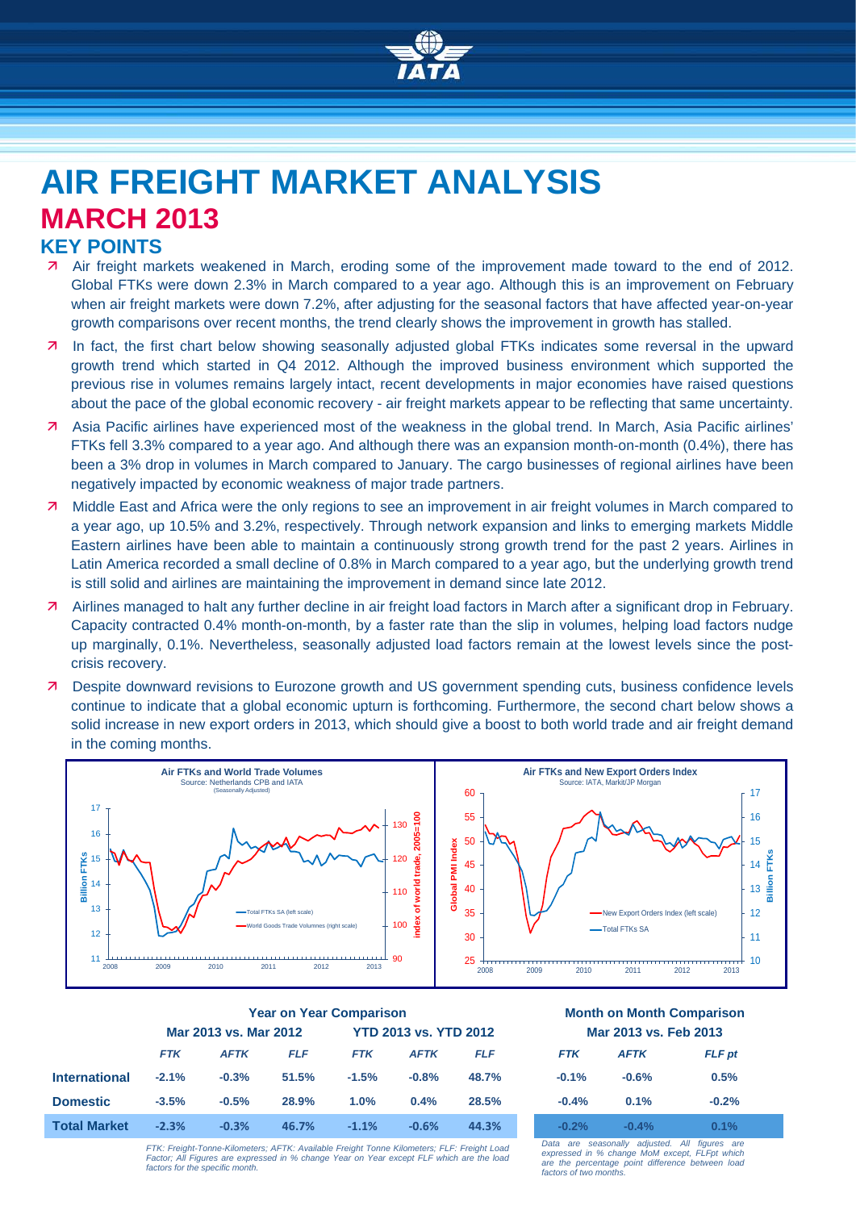# AIR FREIGHT MARKET ANALYSIS

## MARCH 2013

### KEY POINTS

- Air freight markets weakened in March, eroding some of the improvement made toward to the end of 2012. Global FTKs were down 2.3% in March compared to a year ago. Although this is an improvement on February when air freight markets were down 7.2%, after adjusting for the seasonal factors that have affected year-on-year growth comparisons over recent months, the trend clearly shows the improvement in growth has stalled.
- In fact, the first chart below showing seasonally adjusted global FTKs indicates some reversal in the upward growth trend which started in Q4 2012. Although the improved business environment which supported the previous rise in volumes remains largely intact, recent developments in major economies have raised questions about the pace of the global economic recovery - air freight markets appear to be reflecting that same uncertainty.
- Asia Pacific airlines have experienced most of the weakness in the global trend. In March, Asia Pacific airlines' FTKs fell 3.3% compared to a year ago. And although there was an expansion month-on-month (0.4%), there has been a 3% drop in volumes in March compared to January. The cargo businesses of regional airlines have been negatively impacted by economic weakness of major trade partners.
- Middle East and Africa were the only regions to see an improvement in air freight volumes in March compared to a year ago, up 10.5% and 3.2%, respectively. Through network expansion and links to emerging markets Middle Eastern airlines have been able to maintain a continuously strong growth trend for the past 2 years. Airlines in Latin America recorded a small decline of 0.8% in March compared to a year ago, but the underlying growth trend is still solid and airlines are maintaining the improvement in demand since late 2012.
- Airlines managed to halt any further decline in air freight load factors in March after a significant drop in February. Capacity contracted 0.4% month-on-month, by a faster rate than the slip in volumes, helping load factors nudge up marginally, 0.1%. Nevertheless, seasonally adjusted load factors remain at the lowest levels since the post-crisis recovery.
- Despite downward revisions to Eurozone growth and US government spending cuts, business confidence levels continue to indicate that a global economic upturn is forthcoming. Furthermore, the second chart below shows a solid increase in new export orders in 2013, which should give a boost to both world trade and air freight demand in the coming months.

|  | Year on Year Comparison | | | | | | Month on Month Comparison | | |
|---|---|---|---|---|---|---|---|---|---|
|  | Mar 2013 vs. Mar 2012 | | | YTD 2013 vs. YTD 2012 | | | Mar 2013 vs. Feb 2013 | | |
|  | *FTK* | *AFTK* | *FLF* | *FTK* | *AFTK* | *FLF* | *FTK* | *AFTK* | *FLF pt* |
| **International** | -2.1% | -0.3% | 51.5% | -1.5% | -0.8% | 48.7% | -0.1% | -0.6% | 0.5% |
| **Domestic** | -3.5% | -0.5% | 28.9% | 1.0% | 0.4% | 28.5% | -0.4% | 0.1% | -0.2% |
| **Total Market** | -2.3% | -0.3% | 46.7% | -1.1% | -0.6% | 44.3% | -0.2% | -0.4% | 0.1% |

*FTK: Freight-Tonne-Kilometers; AFTK: Available Freight Tonne Kilometers; FLF: Freight Load Factor; All Figures are expressed in % change Year on Year except FLF which are the load factors for the specific month.*

*Data are seasonally adjusted. All figures are expressed in % change MoM except, FLFpt which are the percentage point difference between load factors of two months.*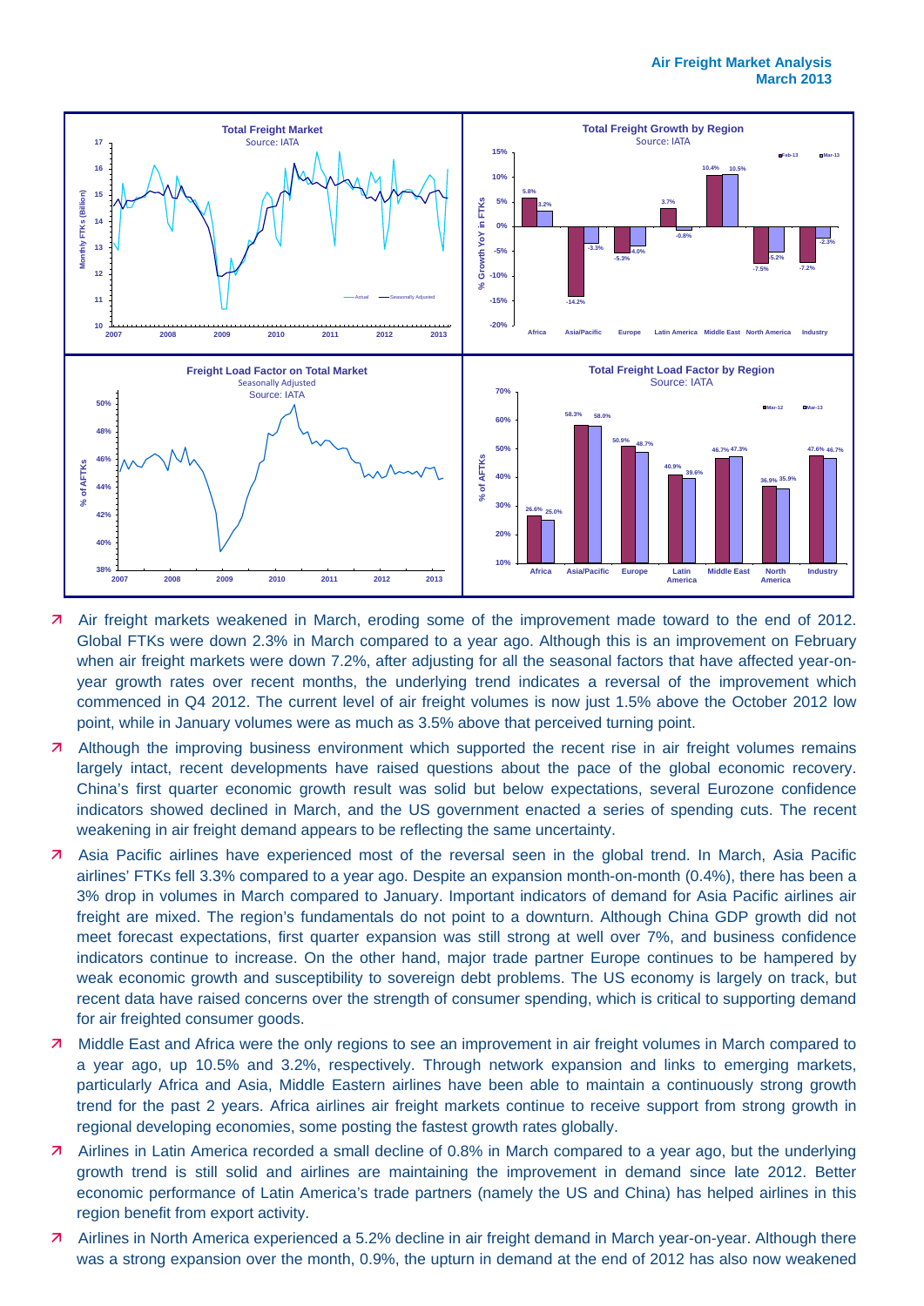**Total Freight Market**
Source: IATA

**Total Freight Growth by Region**
Source: IATA

| % Growth YoY in FTKs | Feb-13 | Mar-13 |
|---|---|---|
| Africa | 5.8% | 3.2% |
| Asia/Pacific | -14.2% | -3.3% |
| Europe | -5.3% | -4.0% |
| Latin America | 3.7% | -0.8% |
| Middle East | 10.4% | 10.5% |
| North America | -7.5% | -5.2% |
| Industry | -7.2% | -2.3% |

**Freight Load Factor on Total Market**
Seasonally Adjusted
Source: IATA

**Total Freight Load Factor by Region**
Source: IATA

| % of AFTKs | Mar-12 | Mar-13 |
|---|---|---|
| Africa | 26.6% | 25.0% |
| Asia/Pacific | 58.3% | 58.0% |
| Europe | 50.9% | 48.7% |
| Latin America | 40.9% | 39.6% |
| Middle East | 46.7% | 47.3% |
| North America | 36.9% | 35.9% |
| Industry | 47.6% | 46.7% |

- Air freight markets weakened in March, eroding some of the improvement made toward to the end of 2012. Global FTKs were down 2.3% in March compared to a year ago. Although this is an improvement on February when air freight markets were down 7.2%, after adjusting for all the seasonal factors that have affected year-on-year growth rates over recent months, the underlying trend indicates a reversal of the improvement which commenced in Q4 2012. The current level of air freight volumes is now just 1.5% above the October 2012 low point, while in January volumes were as much as 3.5% above that perceived turning point.
- Although the improving business environment which supported the recent rise in air freight volumes remains largely intact, recent developments have raised questions about the pace of the global economic recovery. China's first quarter economic growth result was solid but below expectations, several Eurozone confidence indicators showed declined in March, and the US government enacted a series of spending cuts. The recent weakening in air freight demand appears to be reflecting the same uncertainty.
- Asia Pacific airlines have experienced most of the reversal seen in the global trend. In March, Asia Pacific airlines' FTKs fell 3.3% compared to a year ago. Despite an expansion month-on-month (0.4%), there has been a 3% drop in volumes in March compared to January. Important indicators of demand for Asia Pacific airlines air freight are mixed. The region's fundamentals do not point to a downturn. Although China GDP growth did not meet forecast expectations, first quarter expansion was still strong at well over 7%, and business confidence indicators continue to increase. On the other hand, major trade partner Europe continues to be hampered by weak economic growth and susceptibility to sovereign debt problems. The US economy is largely on track, but recent data have raised concerns over the strength of consumer spending, which is critical to supporting demand for air freighted consumer goods.
- Middle East and Africa were the only regions to see an improvement in air freight volumes in March compared to a year ago, up 10.5% and 3.2%, respectively. Through network expansion and links to emerging markets, particularly Africa and Asia, Middle Eastern airlines have been able to maintain a continuously strong growth trend for the past 2 years. Africa airlines air freight markets continue to receive support from strong growth in regional developing economies, some posting the fastest growth rates globally.
- Airlines in Latin America recorded a small decline of 0.8% in March compared to a year ago, but the underlying growth trend is still solid and airlines are maintaining the improvement in demand since late 2012. Better economic performance of Latin America's trade partners (namely the US and China) has helped airlines in this region benefit from export activity.
- Airlines in North America experienced a 5.2% decline in air freight demand in March year-on-year. Although there was a strong expansion over the month, 0.9%, the upturn in demand at the end of 2012 has also now weakened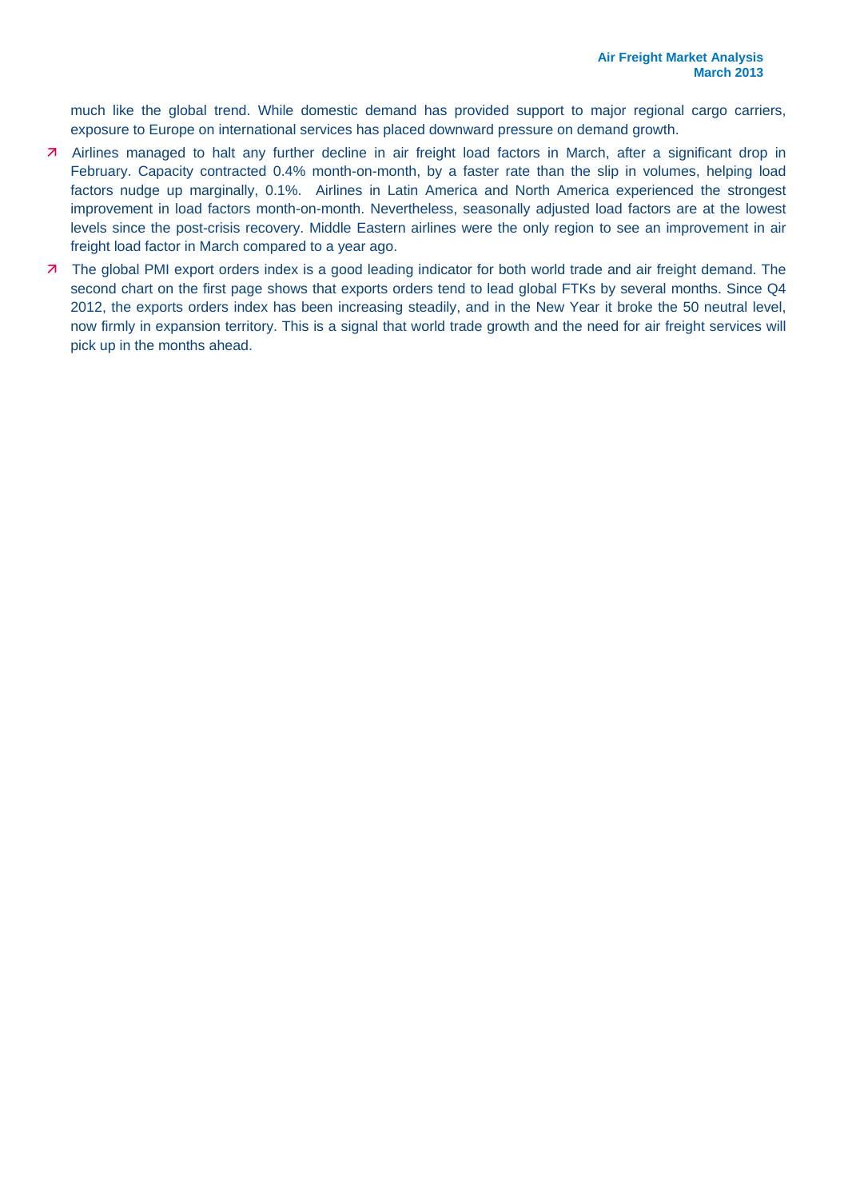much like the global trend. While domestic demand has provided support to major regional cargo carriers, exposure to Europe on international services has placed downward pressure on demand growth.

- Airlines managed to halt any further decline in air freight load factors in March, after a significant drop in February. Capacity contracted 0.4% month-on-month, by a faster rate than the slip in volumes, helping load factors nudge up marginally, 0.1%. Airlines in Latin America and North America experienced the strongest improvement in load factors month-on-month. Nevertheless, seasonally adjusted load factors are at the lowest levels since the post-crisis recovery. Middle Eastern airlines were the only region to see an improvement in air freight load factor in March compared to a year ago.
- The global PMI export orders index is a good leading indicator for both world trade and air freight demand. The second chart on the first page shows that exports orders tend to lead global FTKs by several months. Since Q4 2012, the exports orders index has been increasing steadily, and in the New Year it broke the 50 neutral level, now firmly in expansion territory. This is a signal that world trade growth and the need for air freight services will pick up in the months ahead.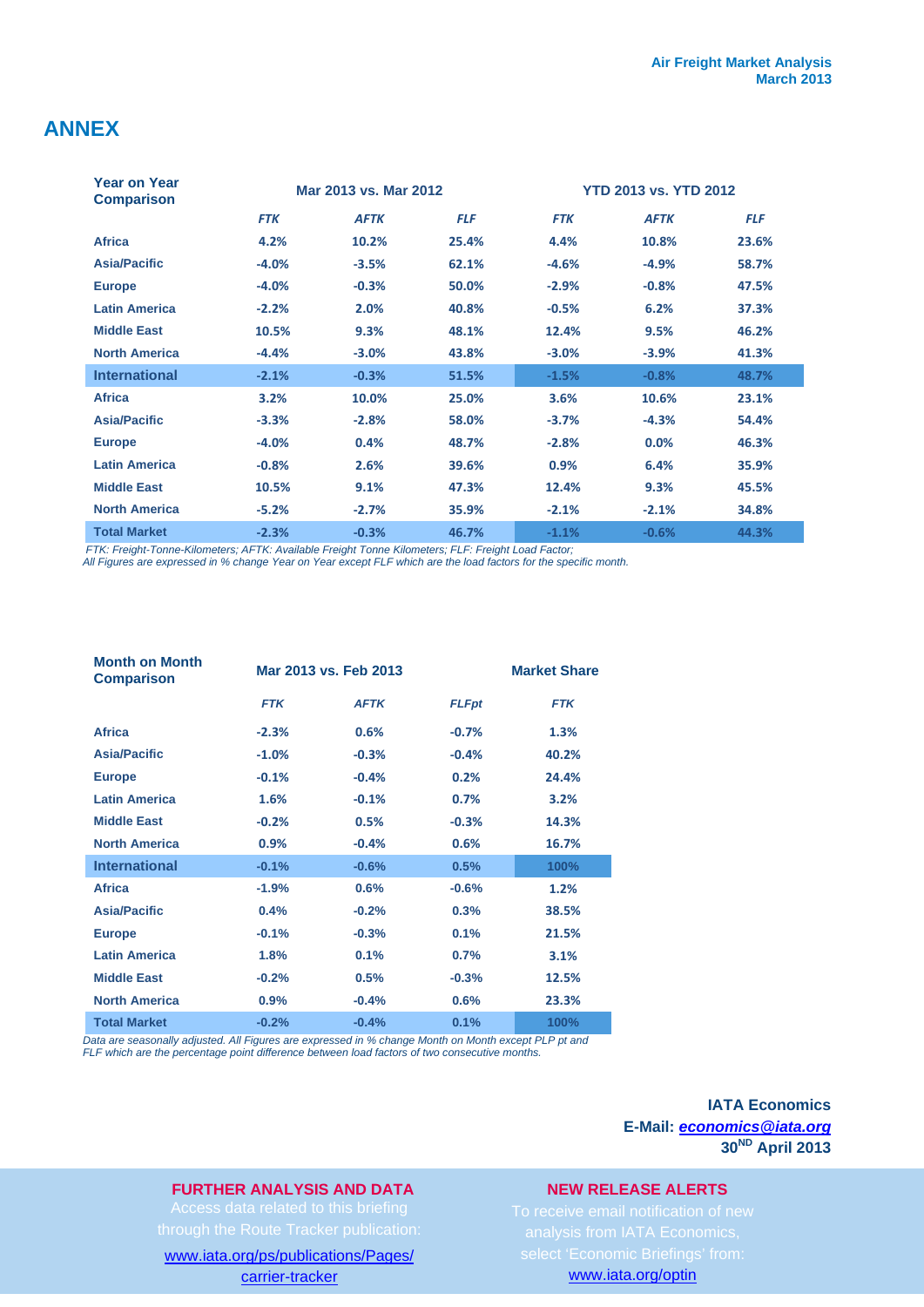# ANNEX

| Year on Year Comparison | Mar 2013 vs. Mar 2012 | | | YTD 2013 vs. YTD 2012 | | |
|---|---|---|---|---|---|---|
| | *FTK* | *AFTK* | *FLF* | *FTK* | *AFTK* | *FLF* |
| **Africa** | 4.2% | 10.2% | 25.4% | 4.4% | 10.8% | 23.6% |
| **Asia/Pacific** | -4.0% | -3.5% | 62.1% | -4.6% | -4.9% | 58.7% |
| **Europe** | -4.0% | -0.3% | 50.0% | -2.9% | -0.8% | 47.5% |
| **Latin America** | -2.2% | 2.0% | 40.8% | -0.5% | 6.2% | 37.3% |
| **Middle East** | 10.5% | 9.3% | 48.1% | 12.4% | 9.5% | 46.2% |
| **North America** | -4.4% | -3.0% | 43.8% | -3.0% | -3.9% | 41.3% |
| **International** | -2.1% | -0.3% | 51.5% | -1.5% | -0.8% | 48.7% |
| **Africa** | 3.2% | 10.0% | 25.0% | 3.6% | 10.6% | 23.1% |
| **Asia/Pacific** | -3.3% | -2.8% | 58.0% | -3.7% | -4.3% | 54.4% |
| **Europe** | -4.0% | 0.4% | 48.7% | -2.8% | 0.0% | 46.3% |
| **Latin America** | -0.8% | 2.6% | 39.6% | 0.9% | 6.4% | 35.9% |
| **Middle East** | 10.5% | 9.1% | 47.3% | 12.4% | 9.3% | 45.5% |
| **North America** | -5.2% | -2.7% | 35.9% | -2.1% | -2.1% | 34.8% |
| **Total Market** | -2.3% | -0.3% | 46.7% | -1.1% | -0.6% | 44.3% |

*FTK: Freight-Tonne-Kilometers; AFTK: Available Freight Tonne Kilometers; FLF: Freight Load Factor;*
*All Figures are expressed in % change Year on Year except FLF which are the load factors for the specific month.*

| Month on Month Comparison | Mar 2013 vs. Feb 2013 | | | Market Share |
|---|---|---|---|---|
| | *FTK* | *AFTK* | *FLFpt* | *FTK* |
| **Africa** | -2.3% | 0.6% | -0.7% | 1.3% |
| **Asia/Pacific** | -1.0% | -0.3% | -0.4% | 40.2% |
| **Europe** | -0.1% | -0.4% | 0.2% | 24.4% |
| **Latin America** | 1.6% | -0.1% | 0.7% | 3.2% |
| **Middle East** | -0.2% | 0.5% | -0.3% | 14.3% |
| **North America** | 0.9% | -0.4% | 0.6% | 16.7% |
| **International** | -0.1% | -0.6% | 0.5% | 100% |
| **Africa** | -1.9% | 0.6% | -0.6% | 1.2% |
| **Asia/Pacific** | 0.4% | -0.2% | 0.3% | 38.5% |
| **Europe** | -0.1% | -0.3% | 0.1% | 21.5% |
| **Latin America** | 1.8% | 0.1% | 0.7% | 3.1% |
| **Middle East** | -0.2% | 0.5% | -0.3% | 12.5% |
| **North America** | 0.9% | -0.4% | 0.6% | 23.3% |
| **Total Market** | -0.2% | -0.4% | 0.1% | 100% |

*Data are seasonally adjusted. All Figures are expressed in % change Month on Month except PLP pt and FLF which are the percentage point difference between load factors of two consecutive months.*

**IATA Economics**
**E-Mail: *economics@iata.org***
**30ND April 2013**

**FURTHER ANALYSIS AND DATA**

Access data related to this briefing through the Route Tracker publication:

www.iata.org/ps/publications/Pages/carrier-tracker

**NEW RELEASE ALERTS**

To receive email notification of new analysis from IATA Economics, select 'Economic Briefings' from:

www.iata.org/optin